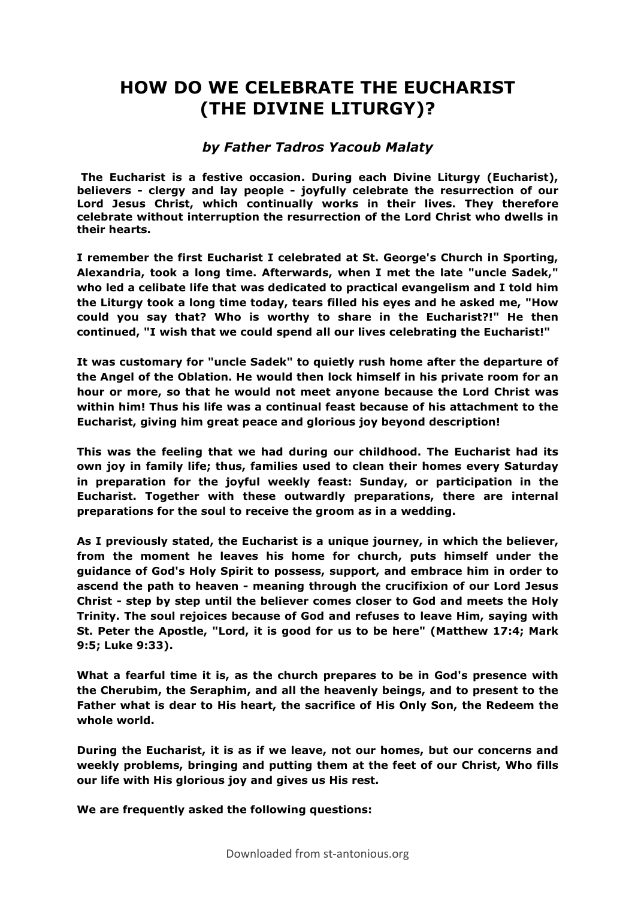# HOW DO WE CELEBRATE THE EUCHARIST (THE DIVINE LITURGY)?

### *by Father Tadros Yacoub Malaty*

**The Eucharist is a festive occasion. During each Divine Liturgy (Eucharist), believers - clergy and lay people - joyfully celebrate the resurrection of our Lord Jesus Christ, which continually works in their lives. They therefore celebrate without interruption the resurrection of the Lord Christ who dwells in their hearts.**

**I remember the first Eucharist I celebrated at St. George's Church in Sporting, Alexandria, took a long time. Afterwards, when I met the late "uncle Sadek," who led a celibate life that was dedicated to practical evangelism and I told him the Liturgy took a long time today, tears filled his eyes and he asked me, "How could you say that? Who is worthy to share in the Eucharist?!" He then continued, "I wish that we could spend all our lives celebrating the Eucharist!"**

**It was customary for "uncle Sadek" to quietly rush home after the departure of the Angel of the Oblation. He would then lock himself in his private room for an hour or more, so that he would not meet anyone because the Lord Christ was within him! Thus his life was a continual feast because of his attachment to the Eucharist, giving him great peace and glorious joy beyond description!**

**This was the feeling that we had during our childhood. The Eucharist had its own joy in family life; thus, families used to clean their homes every Saturday in preparation for the joyful weekly feast: Sunday, or participation in the Eucharist. Together with these outwardly preparations, there are internal preparations for the soul to receive the groom as in a wedding.**

**As I previously stated, the Eucharist is a unique journey, in which the believer, from the moment he leaves his home for church, puts himself under the guidance of God's Holy Spirit to possess, support, and embrace him in order to ascend the path to heaven - meaning through the crucifixion of our Lord Jesus Christ - step by step until the believer comes closer to God and meets the Holy Trinity. The soul rejoices because of God and refuses to leave Him, saying with St. Peter the Apostle, "Lord, it is good for us to be here" (Matthew 17:4; Mark 9:5; Luke 9:33).**

**What a fearful time it is, as the church prepares to be in God's presence with the Cherubim, the Seraphim, and all the heavenly beings, and to present to the Father what is dear to His heart, the sacrifice of His Only Son, the Redeem the whole world.**

**During the Eucharist, it is as if we leave, not our homes, but our concerns and weekly problems, bringing and putting them at the feet of our Christ, Who fills our life with His glorious joy and gives us His rest.**

**We are frequently asked the following questions:**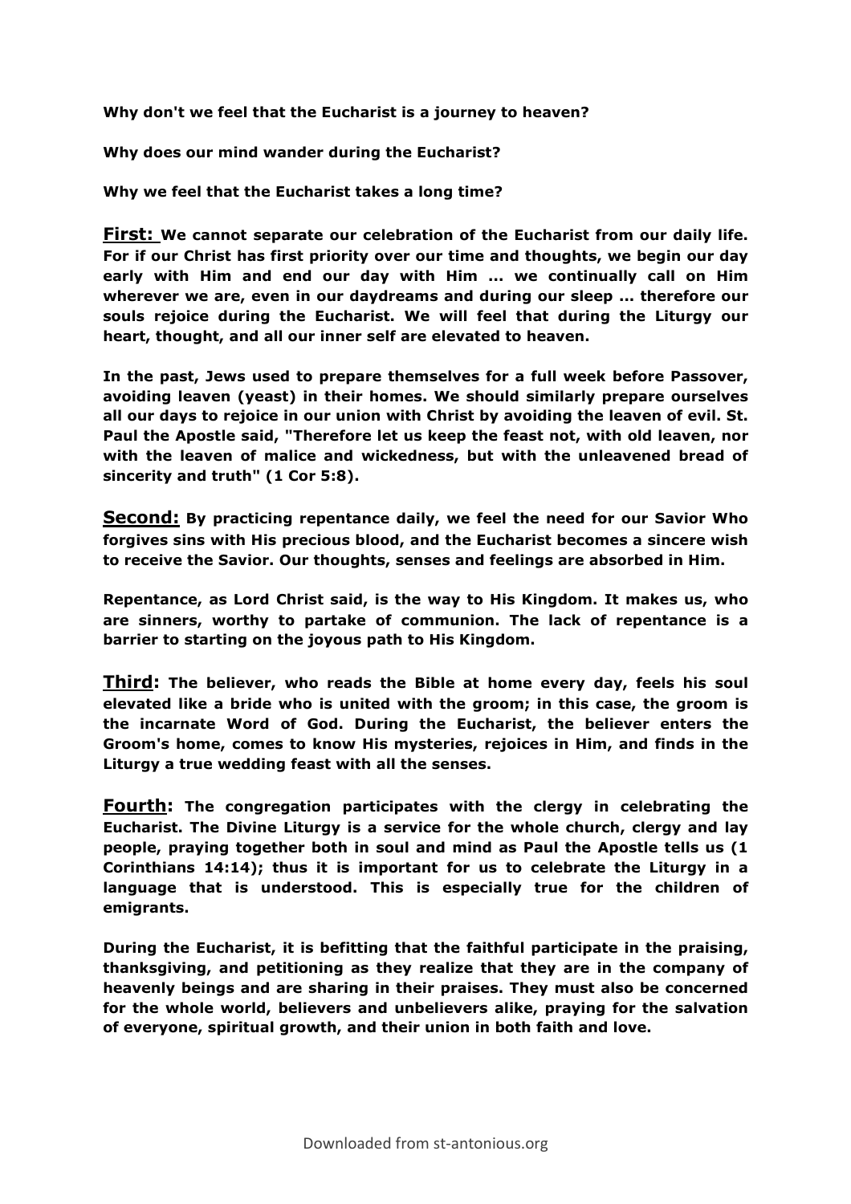**Why don't we feel that the Eucharist is a journey to heaven?**

**Why does our mind wander during the Eucharist?**

**Why we feel that the Eucharist takes a long time?**

**First:** **We cannot separate our celebration of the Eucharist from our daily life. For if our Christ has first priority over our time and thoughts, we begin our day early with Him and end our day with Him ... we continually call on Him wherever we are, even in our daydreams and during our sleep ... therefore our souls rejoice during the Eucharist. We will feel that during the Liturgy our heart, thought, and all our inner self are elevated to heaven.**

**In the past, Jews used to prepare themselves for a full week before Passover, avoiding leaven (yeast) in their homes. We should similarly prepare ourselves all our days to rejoice in our union with Christ by avoiding the leaven of evil. St. Paul the Apostle said, "Therefore let us keep the feast not, with old leaven, nor with the leaven of malice and wickedness, but with the unleavened bread of sincerity and truth" (1 Cor 5:8).**

**Second:** **By practicing repentance daily, we feel the need for our Savior Who forgives sins with His precious blood, and the Eucharist becomes a sincere wish to receive the Savior. Our thoughts, senses and feelings are absorbed in Him.**

**Repentance, as Lord Christ said, is the way to His Kingdom. It makes us, who are sinners, worthy to partake of communion. The lack of repentance is a barrier to starting on the joyous path to His Kingdom.**

**Third:** **The believer, who reads the Bible at home every day, feels his soul elevated like a bride who is united with the groom; in this case, the groom is the incarnate Word of God. During the Eucharist, the believer enters the Groom's home, comes to know His mysteries, rejoices in Him, and finds in the Liturgy a true wedding feast with all the senses.**

**Fourth:** **The congregation participates with the clergy in celebrating the Eucharist. The Divine Liturgy is a service for the whole church, clergy and lay people, praying together both in soul and mind as Paul the Apostle tells us (1 Corinthians 14:14); thus it is important for us to celebrate the Liturgy in a language that is understood. This is especially true for the children of emigrants.**

**During the Eucharist, it is befitting that the faithful participate in the praising, thanksgiving, and petitioning as they realize that they are in the company of heavenly beings and are sharing in their praises. They must also be concerned for the whole world, believers and unbelievers alike, praying for the salvation of everyone, spiritual growth, and their union in both faith and love.**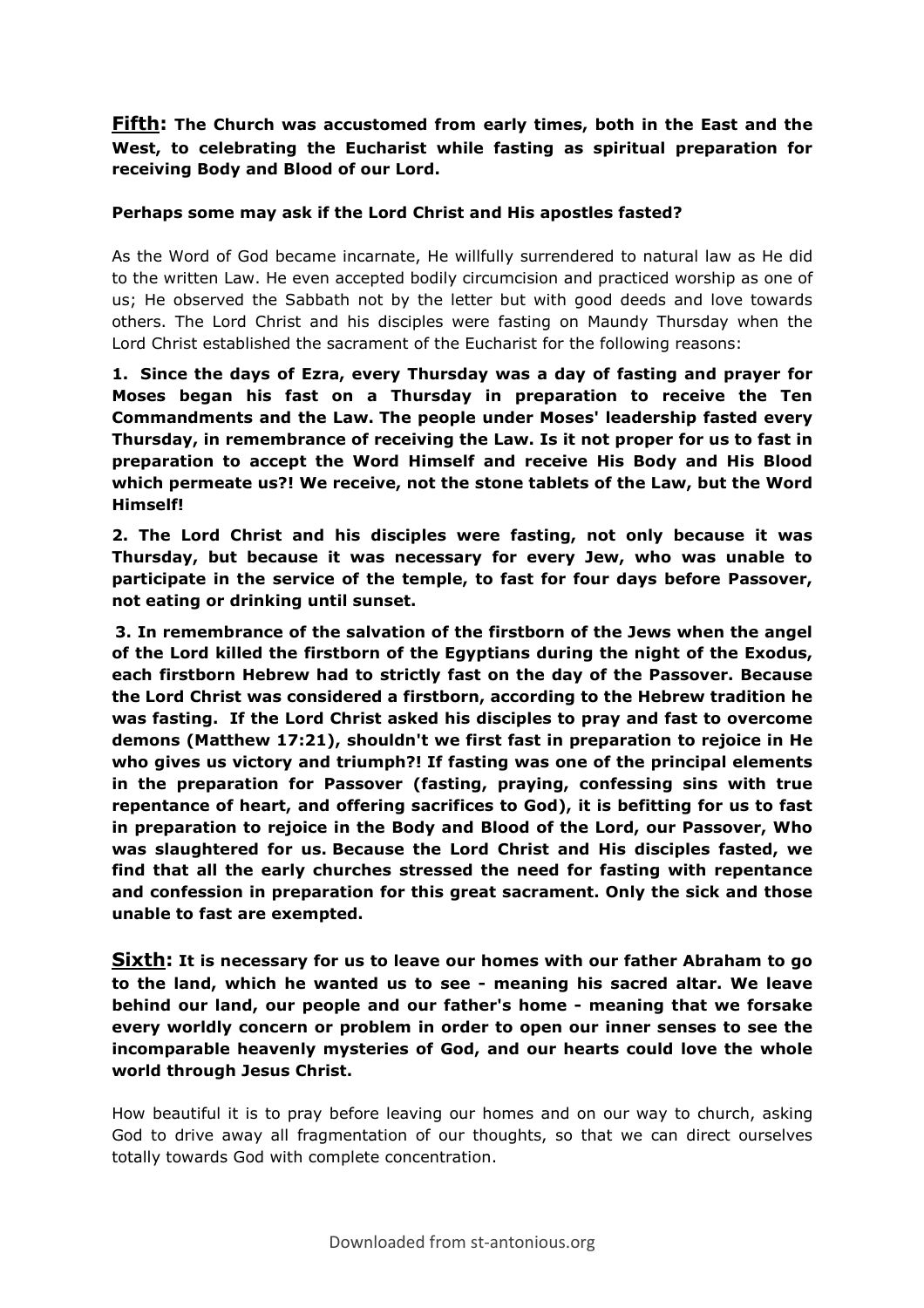**<u>Fifth</u>: The Church was accustomed from early times, both in the East and the West, to celebrating the Eucharist while fasting as spiritual preparation for receiving Body and Blood of our Lord.**

**Perhaps some may ask if the Lord Christ and His apostles fasted?**

As the Word of God became incarnate, He willfully surrendered to natural law as He did to the written Law. He even accepted bodily circumcision and practiced worship as one of us; He observed the Sabbath not by the letter but with good deeds and love towards others. The Lord Christ and his disciples were fasting on Maundy Thursday when the Lord Christ established the sacrament of the Eucharist for the following reasons:

**1. Since the days of Ezra, every Thursday was a day of fasting and prayer for Moses began his fast on a Thursday in preparation to receive the Ten Commandments and the Law. The people under Moses' leadership fasted every Thursday, in remembrance of receiving the Law. Is it not proper for us to fast in preparation to accept the Word Himself and receive His Body and His Blood which permeate us?! We receive, not the stone tablets of the Law, but the Word Himself!**

**2. The Lord Christ and his disciples were fasting, not only because it was Thursday, but because it was necessary for every Jew, who was unable to participate in the service of the temple, to fast for four days before Passover, not eating or drinking until sunset.**

**3. In remembrance of the salvation of the firstborn of the Jews when the angel of the Lord killed the firstborn of the Egyptians during the night of the Exodus, each firstborn Hebrew had to strictly fast on the day of the Passover. Because the Lord Christ was considered a firstborn, according to the Hebrew tradition he was fasting. If the Lord Christ asked his disciples to pray and fast to overcome demons (Matthew 17:21), shouldn't we first fast in preparation to rejoice in He who gives us victory and triumph?! If fasting was one of the principal elements in the preparation for Passover (fasting, praying, confessing sins with true repentance of heart, and offering sacrifices to God), it is befitting for us to fast in preparation to rejoice in the Body and Blood of the Lord, our Passover, Who was slaughtered for us. Because the Lord Christ and His disciples fasted, we find that all the early churches stressed the need for fasting with repentance and confession in preparation for this great sacrament. Only the sick and those unable to fast are exempted.**

**<u>Sixth</u>: It is necessary for us to leave our homes with our father Abraham to go to the land, which he wanted us to see - meaning his sacred altar. We leave behind our land, our people and our father's home - meaning that we forsake every worldly concern or problem in order to open our inner senses to see the incomparable heavenly mysteries of God, and our hearts could love the whole world through Jesus Christ.**

How beautiful it is to pray before leaving our homes and on our way to church, asking God to drive away all fragmentation of our thoughts, so that we can direct ourselves totally towards God with complete concentration.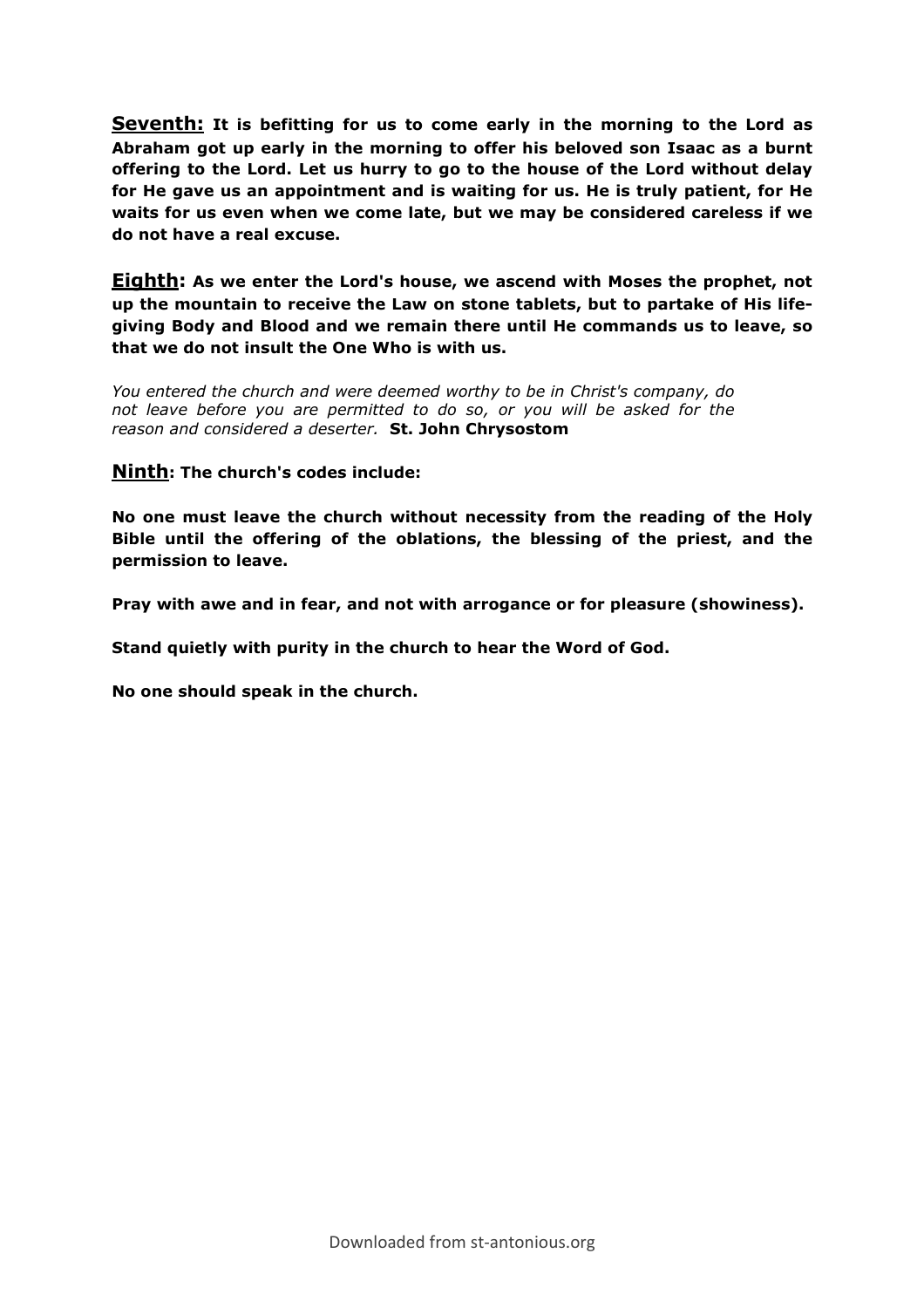**Seventh:** **It is befitting for us to come early in the morning to the Lord as Abraham got up early in the morning to offer his beloved son Isaac as a burnt offering to the Lord. Let us hurry to go to the house of the Lord without delay for He gave us an appointment and is waiting for us. He is truly patient, for He waits for us even when we come late, but we may be considered careless if we do not have a real excuse.**

**Eighth:** **As we enter the Lord's house, we ascend with Moses the prophet, not up the mountain to receive the Law on stone tablets, but to partake of His life-giving Body and Blood and we remain there until He commands us to leave, so that we do not insult the One Who is with us.**

*You entered the church and were deemed worthy to be in Christ's company, do not leave before you are permitted to do so, or you will be asked for the reason and considered a deserter.* **St. John Chrysostom**

**Ninth: The church's codes include:**

**No one must leave the church without necessity from the reading of the Holy Bible until the offering of the oblations, the blessing of the priest, and the permission to leave.**

**Pray with awe and in fear, and not with arrogance or for pleasure (showiness).**

**Stand quietly with purity in the church to hear the Word of God.**

**No one should speak in the church.**